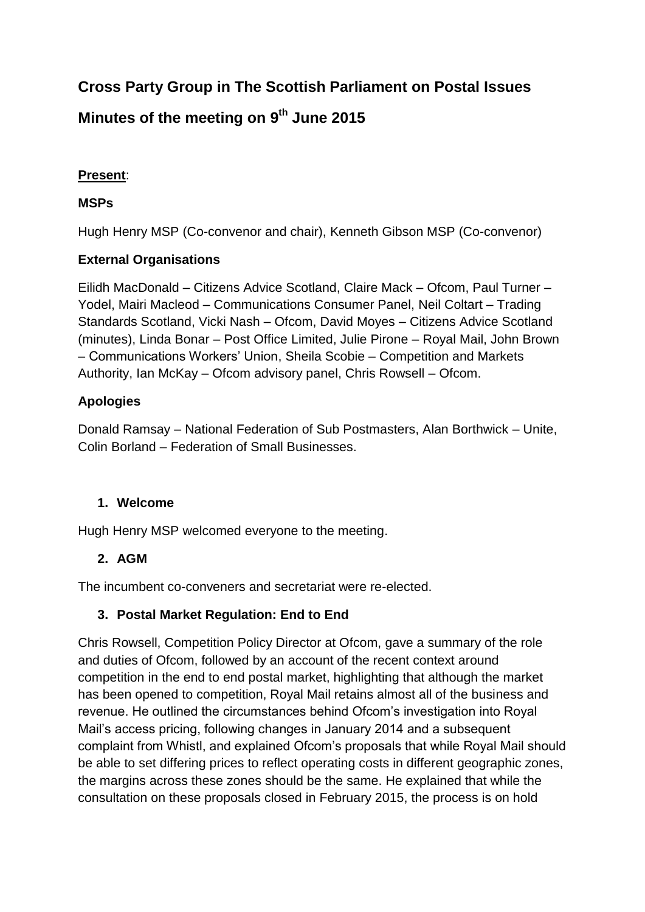# Cross Party Group in The Scottish Parliament on Postal Issues

# Minutes of the meeting on 9th June 2015

**Present**:

### MSPs

Hugh Henry MSP (Co-convenor and chair), Kenneth Gibson MSP (Co-convenor)

### External Organisations

Eilidh MacDonald – Citizens Advice Scotland, Claire Mack – Ofcom, Paul Turner – Yodel, Mairi Macleod – Communications Consumer Panel, Neil Coltart – Trading Standards Scotland, Vicki Nash – Ofcom, David Moyes – Citizens Advice Scotland (minutes), Linda Bonar – Post Office Limited, Julie Pirone – Royal Mail, John Brown – Communications Workers' Union, Sheila Scobie – Competition and Markets Authority, Ian McKay – Ofcom advisory panel, Chris Rowsell – Ofcom.

### Apologies

Donald Ramsay – National Federation of Sub Postmasters, Alan Borthwick – Unite, Colin Borland – Federation of Small Businesses.

## 1. Welcome

Hugh Henry MSP welcomed everyone to the meeting.

## 2. AGM

The incumbent co-conveners and secretariat were re-elected.

## 3. Postal Market Regulation: End to End

Chris Rowsell, Competition Policy Director at Ofcom, gave a summary of the role and duties of Ofcom, followed by an account of the recent context around competition in the end to end postal market, highlighting that although the market has been opened to competition, Royal Mail retains almost all of the business and revenue. He outlined the circumstances behind Ofcom's investigation into Royal Mail's access pricing, following changes in January 2014 and a subsequent complaint from Whistl, and explained Ofcom's proposals that while Royal Mail should be able to set differing prices to reflect operating costs in different geographic zones, the margins across these zones should be the same. He explained that while the consultation on these proposals closed in February 2015, the process is on hold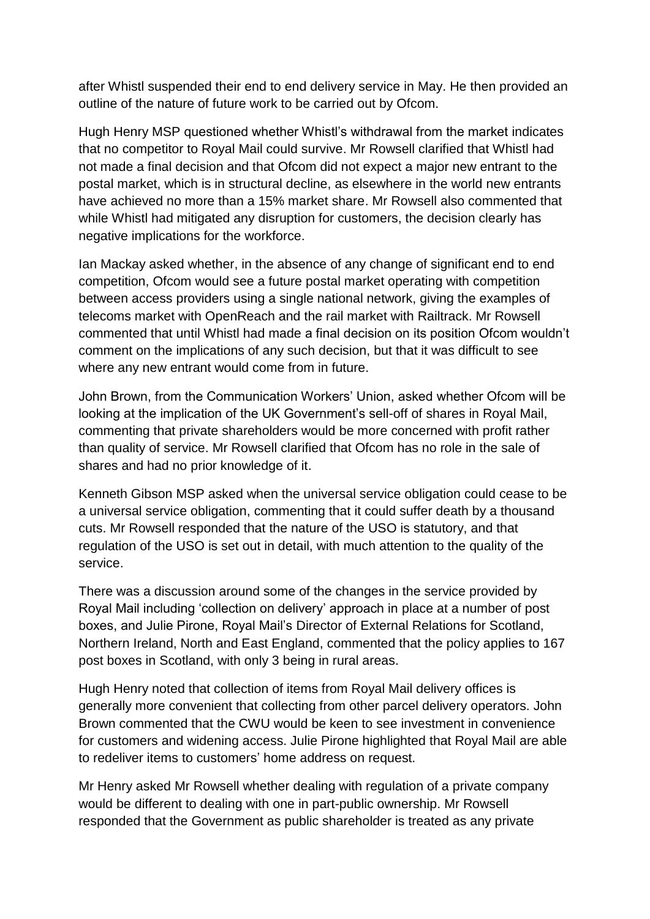after Whistl suspended their end to end delivery service in May. He then provided an outline of the nature of future work to be carried out by Ofcom.

Hugh Henry MSP questioned whether Whistl's withdrawal from the market indicates that no competitor to Royal Mail could survive. Mr Rowsell clarified that Whistl had not made a final decision and that Ofcom did not expect a major new entrant to the postal market, which is in structural decline, as elsewhere in the world new entrants have achieved no more than a 15% market share. Mr Rowsell also commented that while Whistl had mitigated any disruption for customers, the decision clearly has negative implications for the workforce.

Ian Mackay asked whether, in the absence of any change of significant end to end competition, Ofcom would see a future postal market operating with competition between access providers using a single national network, giving the examples of telecoms market with OpenReach and the rail market with Railtrack. Mr Rowsell commented that until Whistl had made a final decision on its position Ofcom wouldn't comment on the implications of any such decision, but that it was difficult to see where any new entrant would come from in future.

John Brown, from the Communication Workers' Union, asked whether Ofcom will be looking at the implication of the UK Government's sell-off of shares in Royal Mail, commenting that private shareholders would be more concerned with profit rather than quality of service. Mr Rowsell clarified that Ofcom has no role in the sale of shares and had no prior knowledge of it.

Kenneth Gibson MSP asked when the universal service obligation could cease to be a universal service obligation, commenting that it could suffer death by a thousand cuts. Mr Rowsell responded that the nature of the USO is statutory, and that regulation of the USO is set out in detail, with much attention to the quality of the service.

There was a discussion around some of the changes in the service provided by Royal Mail including 'collection on delivery' approach in place at a number of post boxes, and Julie Pirone, Royal Mail's Director of External Relations for Scotland, Northern Ireland, North and East England, commented that the policy applies to 167 post boxes in Scotland, with only 3 being in rural areas.

Hugh Henry noted that collection of items from Royal Mail delivery offices is generally more convenient that collecting from other parcel delivery operators. John Brown commented that the CWU would be keen to see investment in convenience for customers and widening access. Julie Pirone highlighted that Royal Mail are able to redeliver items to customers' home address on request.

Mr Henry asked Mr Rowsell whether dealing with regulation of a private company would be different to dealing with one in part-public ownership. Mr Rowsell responded that the Government as public shareholder is treated as any private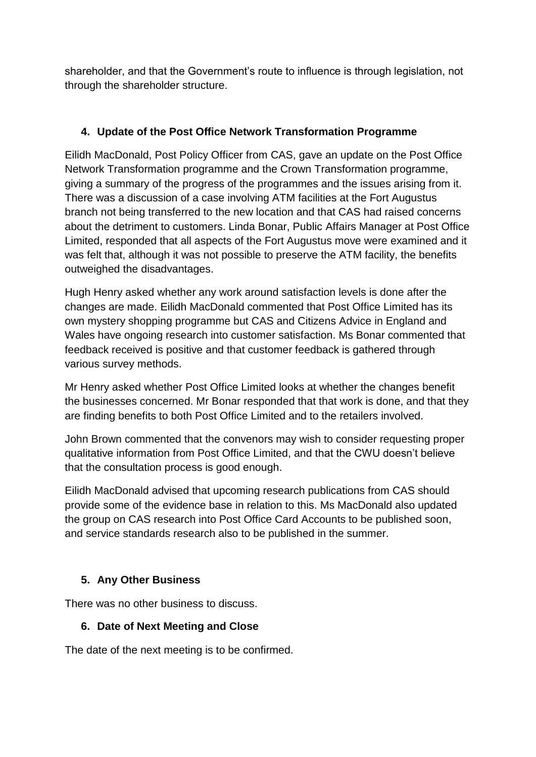shareholder, and that the Government's route to influence is through legislation, not through the shareholder structure.

## 4. Update of the Post Office Network Transformation Programme

Eilidh MacDonald, Post Policy Officer from CAS, gave an update on the Post Office Network Transformation programme and the Crown Transformation programme, giving a summary of the progress of the programmes and the issues arising from it. There was a discussion of a case involving ATM facilities at the Fort Augustus branch not being transferred to the new location and that CAS had raised concerns about the detriment to customers. Linda Bonar, Public Affairs Manager at Post Office Limited, responded that all aspects of the Fort Augustus move were examined and it was felt that, although it was not possible to preserve the ATM facility, the benefits outweighed the disadvantages.

Hugh Henry asked whether any work around satisfaction levels is done after the changes are made. Eilidh MacDonald commented that Post Office Limited has its own mystery shopping programme but CAS and Citizens Advice in England and Wales have ongoing research into customer satisfaction. Ms Bonar commented that feedback received is positive and that customer feedback is gathered through various survey methods.

Mr Henry asked whether Post Office Limited looks at whether the changes benefit the businesses concerned. Mr Bonar responded that that work is done, and that they are finding benefits to both Post Office Limited and to the retailers involved.

John Brown commented that the convenors may wish to consider requesting proper qualitative information from Post Office Limited, and that the CWU doesn't believe that the consultation process is good enough.

Eilidh MacDonald advised that upcoming research publications from CAS should provide some of the evidence base in relation to this. Ms MacDonald also updated the group on CAS research into Post Office Card Accounts to be published soon, and service standards research also to be published in the summer.

## 5. Any Other Business

There was no other business to discuss.

## 6. Date of Next Meeting and Close

The date of the next meeting is to be confirmed.